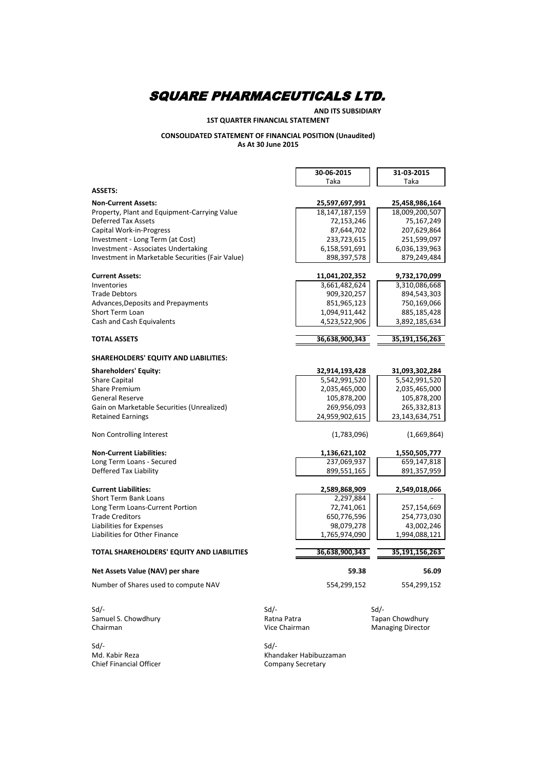# SQUARE PHARMACEUTICALS LTD.

**AND ITS SUBSIDIARY**

**1ST QUARTER FINANCIAL STATEMENT**

**CONSOLIDATED STATEMENT OF FINANCIAL POSITION (Unaudited)**
**As At 30 June 2015**

| | 30-06-2015<br>Taka | 31-03-2015<br>Taka |
|---|---|---|
| **ASSETS:** | | |
| **Non-Current Assets:** | **25,597,697,991** | **25,458,986,164** |
| Property, Plant and Equipment-Carrying Value | 18,147,187,159 | 18,009,200,507 |
| Deferred Tax Assets | 72,153,246 | 75,167,249 |
| Capital Work-in-Progress | 87,644,702 | 207,629,864 |
| Investment - Long Term (at Cost) | 233,723,615 | 251,599,097 |
| Investment - Associates Undertaking | 6,158,591,691 | 6,036,139,963 |
| Investment in Marketable Securities (Fair Value) | 898,397,578 | 879,249,484 |
| **Current Assets:** | **11,041,202,352** | **9,732,170,099** |
| Inventories | 3,661,482,624 | 3,310,086,668 |
| Trade Debtors | 909,320,257 | 894,543,303 |
| Advances,Deposits and Prepayments | 851,965,123 | 750,169,066 |
| Short Term Loan | 1,094,911,442 | 885,185,428 |
| Cash and Cash Equivalents | 4,523,522,906 | 3,892,185,634 |
| **TOTAL ASSETS** | **36,638,900,343** | **35,191,156,263** |
| **SHAREHOLDERS' EQUITY AND LIABILITIES:** | | |
| **Shareholders' Equity:** | **32,914,193,428** | **31,093,302,284** |
| Share Capital | 5,542,991,520 | 5,542,991,520 |
| Share Premium | 2,035,465,000 | 2,035,465,000 |
| General Reserve | 105,878,200 | 105,878,200 |
| Gain on Marketable Securities (Unrealized) | 269,956,093 | 265,332,813 |
| Retained Earnings | 24,959,902,615 | 23,143,634,751 |
| Non Controlling Interest | (1,783,096) | (1,669,864) |
| **Non-Current Liabilities:** | **1,136,621,102** | **1,550,505,777** |
| Long Term Loans - Secured | 237,069,937 | 659,147,818 |
| Deffered Tax Liability | 899,551,165 | 891,357,959 |
| **Current Liabilities:** | **2,589,868,909** | **2,549,018,066** |
| Short Term Bank Loans | 2,297,884 | - |
| Long Term Loans-Current Portion | 72,741,061 | 257,154,669 |
| Trade Creditors | 650,776,596 | 254,773,030 |
| Liabilities for Expenses | 98,079,278 | 43,002,246 |
| Liabilities for Other Finance | 1,765,974,090 | 1,994,088,121 |
| **TOTAL SHAREHOLDERS' EQUITY AND LIABILITIES** | **36,638,900,343** | **35,191,156,263** |
| **Net Assets Value (NAV) per share** | **59.38** | **56.09** |
| Number of Shares used to compute NAV | 554,299,152 | 554,299,152 |

Sd/-
Samuel S. Chowdhury
Chairman

Sd/-
Ratna Patra
Vice Chairman

Sd/-
Tapan Chowdhury
Managing Director

Sd/-
Md. Kabir Reza
Chief Financial Officer

Sd/-
Khandaker Habibuzzaman
Company Secretary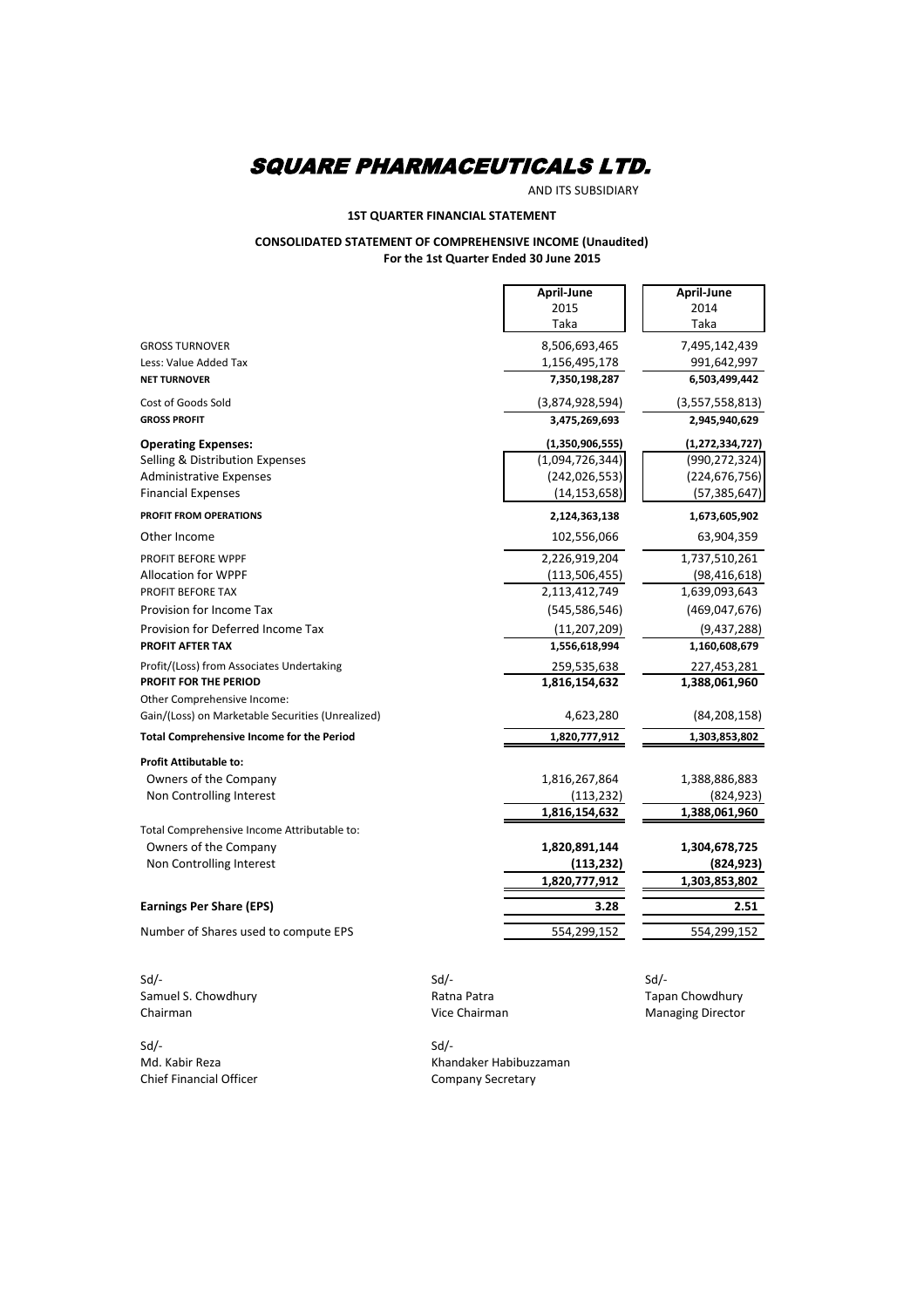# SQUARE PHARMACEUTICALS LTD.

AND ITS SUBSIDIARY

**1ST QUARTER FINANCIAL STATEMENT**

**CONSOLIDATED STATEMENT OF COMPREHENSIVE INCOME (Unaudited)**
**For the 1st Quarter Ended 30 June 2015**

| | April-June 2015 Taka | April-June 2014 Taka |
|---|---|---|
| GROSS TURNOVER | 8,506,693,465 | 7,495,142,439 |
| Less: Value Added Tax | 1,156,495,178 | 991,642,997 |
| **NET TURNOVER** | **7,350,198,287** | **6,503,499,442** |
| Cost of Goods Sold | (3,874,928,594) | (3,557,558,813) |
| **GROSS PROFIT** | **3,475,269,693** | **2,945,940,629** |
| **Operating Expenses:** | **(1,350,906,555)** | **(1,272,334,727)** |
| Selling & Distribution Expenses | (1,094,726,344) | (990,272,324) |
| Administrative Expenses | (242,026,553) | (224,676,756) |
| Financial Expenses | (14,153,658) | (57,385,647) |
| **PROFIT FROM OPERATIONS** | **2,124,363,138** | **1,673,605,902** |
| Other Income | 102,556,066 | 63,904,359 |
| PROFIT BEFORE WPPF | 2,226,919,204 | 1,737,510,261 |
| Allocation for WPPF | (113,506,455) | (98,416,618) |
| PROFIT BEFORE TAX | 2,113,412,749 | 1,639,093,643 |
| Provision for Income Tax | (545,586,546) | (469,047,676) |
| Provision for Deferred Income Tax | (11,207,209) | (9,437,288) |
| **PROFIT AFTER TAX** | **1,556,618,994** | **1,160,608,679** |
| Profit/(Loss) from Associates Undertaking | 259,535,638 | 227,453,281 |
| **PROFIT FOR THE PERIOD** | **1,816,154,632** | **1,388,061,960** |
| Other Comprehensive Income: | | |
| Gain/(Loss) on Marketable Securities (Unrealized) | 4,623,280 | (84,208,158) |
| **Total Comprehensive Income for the Period** | **1,820,777,912** | **1,303,853,802** |
| **Profit Attibutable to:** | | |
| Owners of the Company | 1,816,267,864 | 1,388,886,883 |
| Non Controlling Interest | (113,232) | (824,923) |
| | 1,816,154,632 | 1,388,061,960 |
| Total Comprehensive Income Attributable to: | | |
| Owners of the Company | **1,820,891,144** | **1,304,678,725** |
| Non Controlling Interest | **(113,232)** | **(824,923)** |
| | **1,820,777,912** | **1,303,853,802** |
| **Earnings Per Share (EPS)** | **3.28** | **2.51** |
| Number of Shares used to compute EPS | 554,299,152 | 554,299,152 |

Sd/-
Samuel S. Chowdhury
Chairman

Sd/-
Ratna Patra
Vice Chairman

Sd/-
Tapan Chowdhury
Managing Director

Sd/-
Md. Kabir Reza
Chief Financial Officer

Sd/-
Khandaker Habibuzzaman
Company Secretary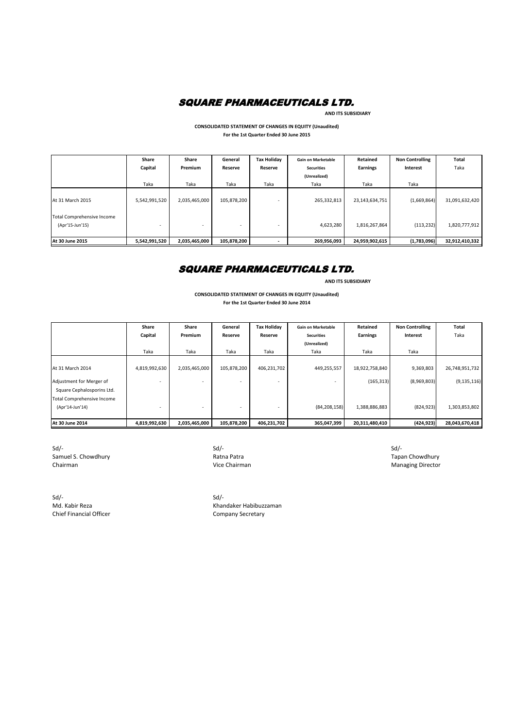# SQUARE PHARMACEUTICALS LTD.

**AND ITS SUBSIDIARY**

**CONSOLIDATED STATEMENT OF CHANGES IN EQUITY (Unaudited)**
**For the 1st Quarter Ended 30 June 2015**

| | Share Capital | Share Premium | General Reserve | Tax Holiday Reserve | Gain on Marketable Securities (Unrealized) | Retained Earnings | Non Controlling Interest | Total |
|---|---|---|---|---|---|---|---|---|
| | Taka | Taka | Taka | Taka | Taka | Taka | Taka | Taka |
| At 31 March 2015 | 5,542,991,520 | 2,035,465,000 | 105,878,200 | - | 265,332,813 | 23,143,634,751 | (1,669,864) | 31,091,632,420 |
| Total Comprehensive Income (Apr'15-Jun'15) | - | - | - | - | 4,623,280 | 1,816,267,864 | (113,232) | 1,820,777,912 |
| **At 30 June 2015** | **5,542,991,520** | **2,035,465,000** | **105,878,200** | **-** | **269,956,093** | **24,959,902,615** | **(1,783,096)** | **32,912,410,332** |

# SQUARE PHARMACEUTICALS LTD.

**AND ITS SUBSIDIARY**

**CONSOLIDATED STATEMENT OF CHANGES IN EQUITY (Unaudited)**
**For the 1st Quarter Ended 30 June 2014**

| | Share Capital | Share Premium | General Reserve | Tax Holiday Reserve | Gain on Marketable Securities (Unrealized) | Retained Earnings | Non Controlling Interest | Total |
|---|---|---|---|---|---|---|---|---|
| | Taka | Taka | Taka | Taka | Taka | Taka | Taka | Taka |
| At 31 March 2014 | 4,819,992,630 | 2,035,465,000 | 105,878,200 | 406,231,702 | 449,255,557 | 18,922,758,840 | 9,369,803 | 26,748,951,732 |
| Adjustment for Merger of Square Cephalosporins Ltd. | - | - | - | - | - | (165,313) | (8,969,803) | (9,135,116) |
| Total Comprehensive Income (Apr'14-Jun'14) | - | - | - | - | (84,208,158) | 1,388,886,883 | (824,923) | 1,303,853,802 |
| **At 30 June 2014** | **4,819,992,630** | **2,035,465,000** | **105,878,200** | **406,231,702** | **365,047,399** | **20,311,480,410** | **(424,923)** | **28,043,670,418** |

Sd/-
Samuel S. Chowdhury
Chairman

Sd/-
Ratna Patra
Vice Chairman

Sd/-
Tapan Chowdhury
Managing Director

Sd/-
Md. Kabir Reza
Chief Financial Officer

Sd/-
Khandaker Habibuzzaman
Company Secretary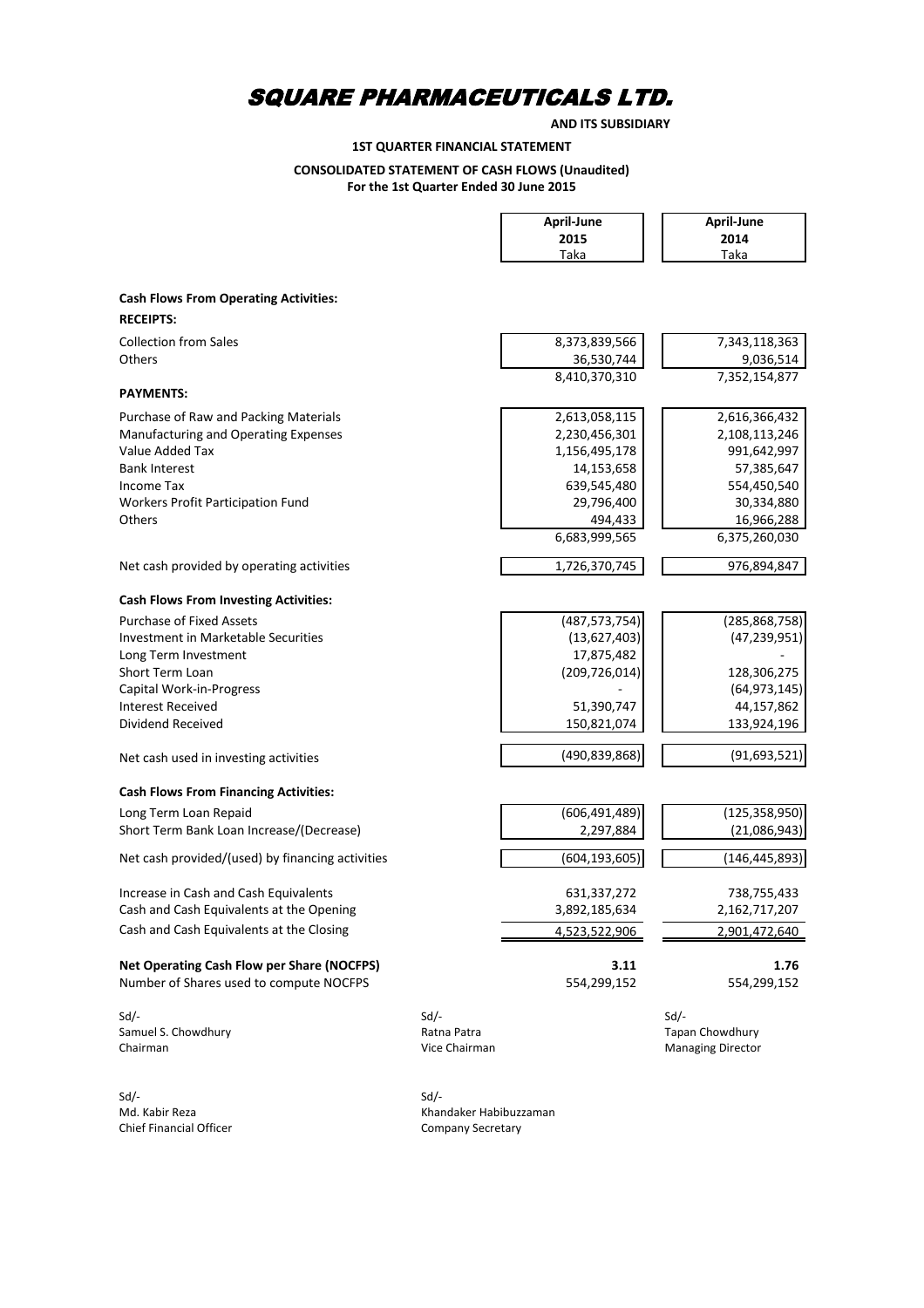# SQUARE PHARMACEUTICALS LTD.

**AND ITS SUBSIDIARY**

**1ST QUARTER FINANCIAL STATEMENT**

**CONSOLIDATED STATEMENT OF CASH FLOWS (Unaudited)**
**For the 1st Quarter Ended 30 June 2015**

| | April-June 2015 Taka | April-June 2014 Taka |
|---|---|---|
| **Cash Flows From Operating Activities:** | | |
| **RECEIPTS:** | | |
| Collection from Sales | 8,373,839,566 | 7,343,118,363 |
| Others | 36,530,744 | 9,036,514 |
| | 8,410,370,310 | 7,352,154,877 |
| **PAYMENTS:** | | |
| Purchase of Raw and Packing Materials | 2,613,058,115 | 2,616,366,432 |
| Manufacturing and Operating Expenses | 2,230,456,301 | 2,108,113,246 |
| Value Added Tax | 1,156,495,178 | 991,642,997 |
| Bank Interest | 14,153,658 | 57,385,647 |
| Income Tax | 639,545,480 | 554,450,540 |
| Workers Profit Participation Fund | 29,796,400 | 30,334,880 |
| Others | 494,433 | 16,966,288 |
| | 6,683,999,565 | 6,375,260,030 |
| Net cash provided by operating activities | 1,726,370,745 | 976,894,847 |
| **Cash Flows From Investing Activities:** | | |
| Purchase of Fixed Assets | (487,573,754) | (285,868,758) |
| Investment in Marketable Securities | (13,627,403) | (47,239,951) |
| Long Term Investment | 17,875,482 | - |
| Short Term Loan | (209,726,014) | 128,306,275 |
| Capital Work-in-Progress | - | (64,973,145) |
| Interest Received | 51,390,747 | 44,157,862 |
| Dividend Received | 150,821,074 | 133,924,196 |
| Net cash used in investing activities | (490,839,868) | (91,693,521) |
| **Cash Flows From Financing Activities:** | | |
| Long Term Loan Repaid | (606,491,489) | (125,358,950) |
| Short Term Bank Loan Increase/(Decrease) | 2,297,884 | (21,086,943) |
| Net cash provided/(used) by financing activities | (604,193,605) | (146,445,893) |
| Increase in Cash and Cash Equivalents | 631,337,272 | 738,755,433 |
| Cash and Cash Equivalents at the Opening | 3,892,185,634 | 2,162,717,207 |
| Cash and Cash Equivalents at the Closing | 4,523,522,906 | 2,901,472,640 |
| **Net Operating Cash Flow per Share (NOCFPS)** | **3.11** | **1.76** |
| Number of Shares used to compute NOCFPS | 554,299,152 | 554,299,152 |

| | | |
|---|---|---|
| Sd/- | Sd/- | Sd/- |
| Samuel S. Chowdhury | Ratna Patra | Tapan Chowdhury |
| Chairman | Vice Chairman | Managing Director |

| | |
|---|---|
| Sd/- | Sd/- |
| Md. Kabir Reza | Khandaker Habibuzzaman |
| Chief Financial Officer | Company Secretary |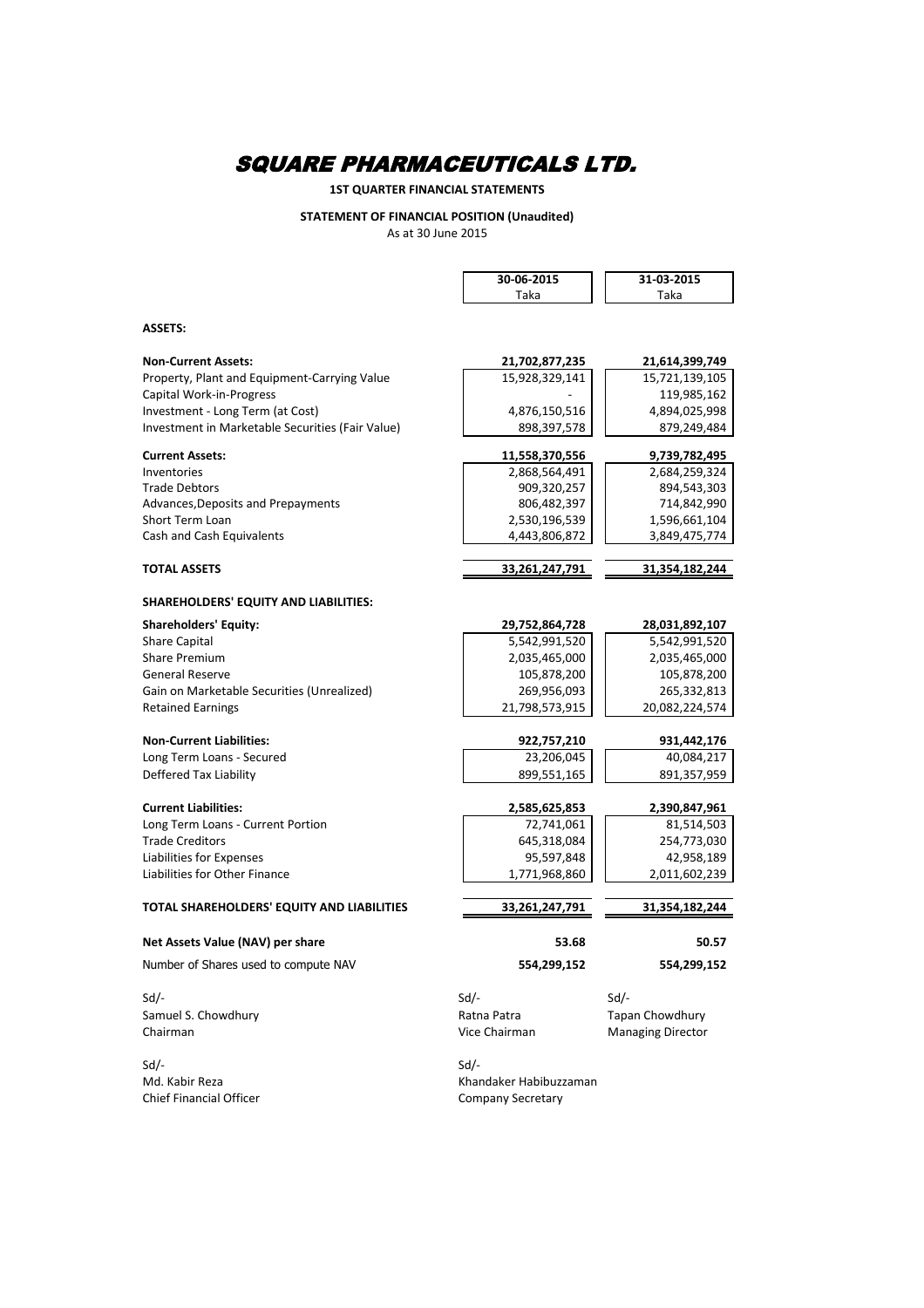# SQUARE PHARMACEUTICALS LTD.

**1ST QUARTER FINANCIAL STATEMENTS**

**STATEMENT OF FINANCIAL POSITION (Unaudited)**

As at 30 June 2015

| | 30-06-2015 Taka | 31-03-2015 Taka |
|---|---|---|
| **ASSETS:** | | |
| **Non-Current Assets:** | **21,702,877,235** | **21,614,399,749** |
| Property, Plant and Equipment-Carrying Value | 15,928,329,141 | 15,721,139,105 |
| Capital Work-in-Progress | - | 119,985,162 |
| Investment - Long Term (at Cost) | 4,876,150,516 | 4,894,025,998 |
| Investment in Marketable Securities (Fair Value) | 898,397,578 | 879,249,484 |
| **Current Assets:** | **11,558,370,556** | **9,739,782,495** |
| Inventories | 2,868,564,491 | 2,684,259,324 |
| Trade Debtors | 909,320,257 | 894,543,303 |
| Advances,Deposits and Prepayments | 806,482,397 | 714,842,990 |
| Short Term Loan | 2,530,196,539 | 1,596,661,104 |
| Cash and Cash Equivalents | 4,443,806,872 | 3,849,475,774 |
| **TOTAL ASSETS** | **33,261,247,791** | **31,354,182,244** |
| **SHAREHOLDERS' EQUITY AND LIABILITIES:** | | |
| **Shareholders' Equity:** | **29,752,864,728** | **28,031,892,107** |
| Share Capital | 5,542,991,520 | 5,542,991,520 |
| Share Premium | 2,035,465,000 | 2,035,465,000 |
| General Reserve | 105,878,200 | 105,878,200 |
| Gain on Marketable Securities (Unrealized) | 269,956,093 | 265,332,813 |
| Retained Earnings | 21,798,573,915 | 20,082,224,574 |
| **Non-Current Liabilities:** | **922,757,210** | **931,442,176** |
| Long Term Loans - Secured | 23,206,045 | 40,084,217 |
| Deffered Tax Liability | 899,551,165 | 891,357,959 |
| **Current Liabilities:** | **2,585,625,853** | **2,390,847,961** |
| Long Term Loans - Current Portion | 72,741,061 | 81,514,503 |
| Trade Creditors | 645,318,084 | 254,773,030 |
| Liabilities for Expenses | 95,597,848 | 42,958,189 |
| Liabilities for Other Finance | 1,771,968,860 | 2,011,602,239 |
| **TOTAL SHAREHOLDERS' EQUITY AND LIABILITIES** | **33,261,247,791** | **31,354,182,244** |
| **Net Assets Value (NAV) per share** | **53.68** | **50.57** |
| Number of Shares used to compute NAV | **554,299,152** | **554,299,152** |

Sd/-
Samuel S. Chowdhury
Chairman

Sd/-
Ratna Patra
Vice Chairman

Sd/-
Tapan Chowdhury
Managing Director

Sd/-
Md. Kabir Reza
Chief Financial Officer

Sd/-
Khandaker Habibuzzaman
Company Secretary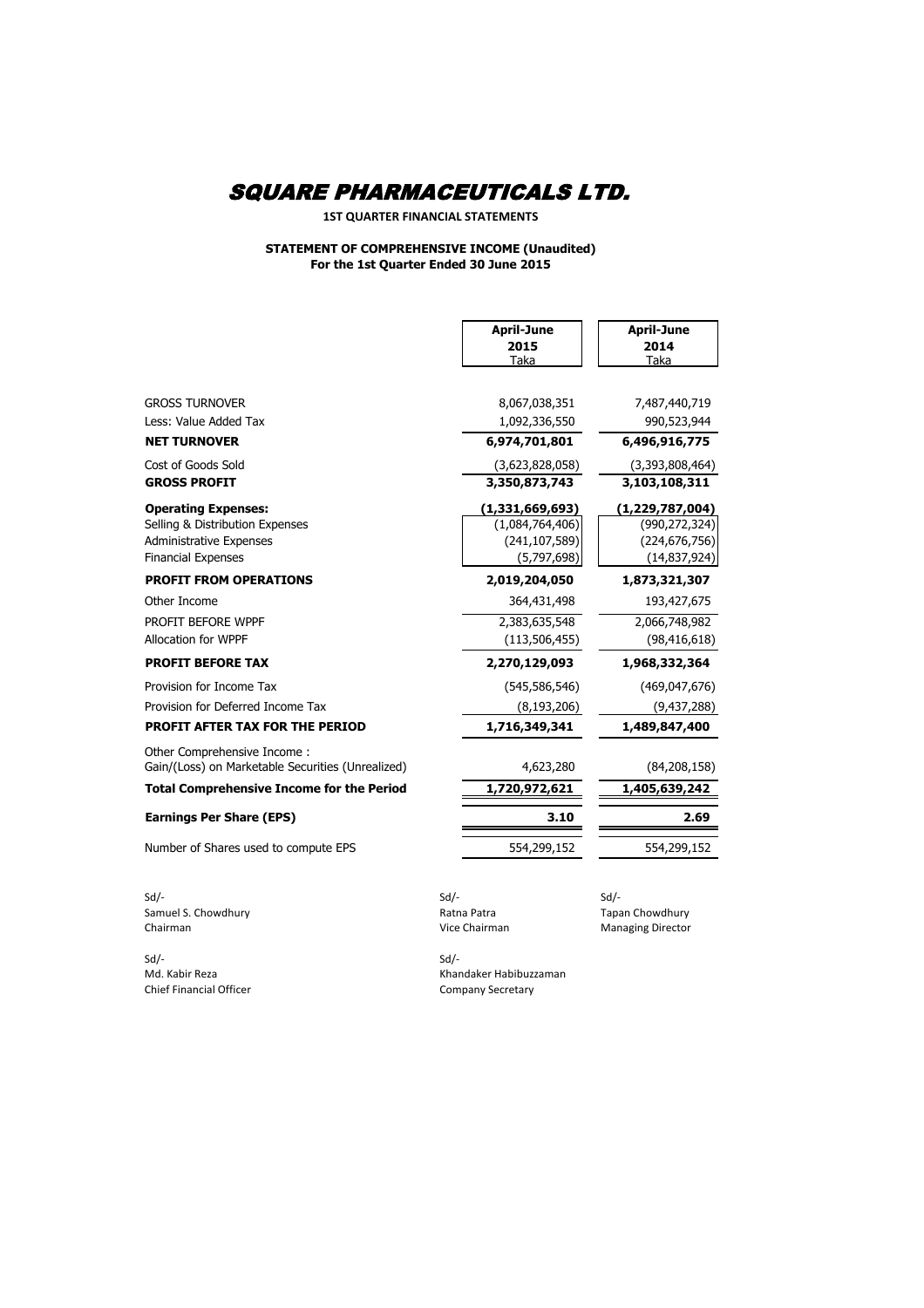# SQUARE PHARMACEUTICALS LTD.

**1ST QUARTER FINANCIAL STATEMENTS**

**STATEMENT OF COMPREHENSIVE INCOME (Unaudited)**
**For the 1st Quarter Ended 30 June 2015**

| | April-June 2015 Taka | April-June 2014 Taka |
|---|---|---|
| GROSS TURNOVER | 8,067,038,351 | 7,487,440,719 |
| Less: Value Added Tax | 1,092,336,550 | 990,523,944 |
| **NET TURNOVER** | **6,974,701,801** | **6,496,916,775** |
| Cost of Goods Sold | (3,623,828,058) | (3,393,808,464) |
| **GROSS PROFIT** | **3,350,873,743** | **3,103,108,311** |
| **Operating Expenses:** | **(1,331,669,693)** | **(1,229,787,004)** |
| Selling & Distribution Expenses | (1,084,764,406) | (990,272,324) |
| Administrative Expenses | (241,107,589) | (224,676,756) |
| Financial Expenses | (5,797,698) | (14,837,924) |
| **PROFIT FROM OPERATIONS** | **2,019,204,050** | **1,873,321,307** |
| Other Income | 364,431,498 | 193,427,675 |
| PROFIT BEFORE WPPF | 2,383,635,548 | 2,066,748,982 |
| Allocation for WPPF | (113,506,455) | (98,416,618) |
| **PROFIT BEFORE TAX** | **2,270,129,093** | **1,968,332,364** |
| Provision for Income Tax | (545,586,546) | (469,047,676) |
| Provision for Deferred Income Tax | (8,193,206) | (9,437,288) |
| **PROFIT AFTER TAX FOR THE PERIOD** | **1,716,349,341** | **1,489,847,400** |
| Other Comprehensive Income : Gain/(Loss) on Marketable Securities (Unrealized) | 4,623,280 | (84,208,158) |
| **Total Comprehensive Income for the Period** | **1,720,972,621** | **1,405,639,242** |
| **Earnings Per Share (EPS)** | **3.10** | **2.69** |
| Number of Shares used to compute EPS | 554,299,152 | 554,299,152 |

Sd/-
Samuel S. Chowdhury
Chairman

Sd/-
Ratna Patra
Vice Chairman

Sd/-
Tapan Chowdhury
Managing Director

Sd/-
Md. Kabir Reza
Chief Financial Officer

Sd/-
Khandaker Habibuzzaman
Company Secretary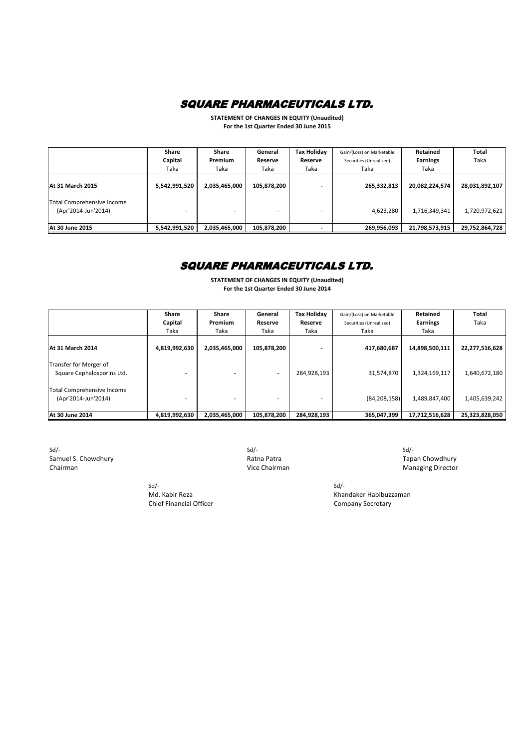# SQUARE PHARMACEUTICALS LTD.

**STATEMENT OF CHANGES IN EQUITY (Unaudited)**
**For the 1st Quarter Ended 30 June 2015**

| | Share Capital Taka | Share Premium Taka | General Reserve Taka | Tax Holiday Reserve Taka | Gain/(Loss) on Marketable Securities (Unrealized) Taka | Retained Earnings Taka | Total Taka |
|---|---|---|---|---|---|---|---|
| **At 31 March 2015** | **5,542,991,520** | **2,035,465,000** | **105,878,200** | **-** | **265,332,813** | **20,082,224,574** | **28,031,892,107** |
| Total Comprehensive Income (Apr'2014-Jun'2014) | - | - | - | - | 4,623,280 | 1,716,349,341 | 1,720,972,621 |
| **At 30 June 2015** | **5,542,991,520** | **2,035,465,000** | **105,878,200** | **-** | **269,956,093** | **21,798,573,915** | **29,752,864,728** |

# SQUARE PHARMACEUTICALS LTD.

**STATEMENT OF CHANGES IN EQUITY (Unaudited)**
**For the 1st Quarter Ended 30 June 2014**

| | Share Capital Taka | Share Premium Taka | General Reserve Taka | Tax Holiday Reserve Taka | Gain/(Loss) on Marketable Securities (Unrealized) Taka | Retained Earnings Taka | Total Taka |
|---|---|---|---|---|---|---|---|
| **At 31 March 2014** | **4,819,992,630** | **2,035,465,000** | **105,878,200** | **-** | **417,680,687** | **14,898,500,111** | **22,277,516,628** |
| Transfer for Merger of Square Cephalosporins Ltd. | - | - | - | 284,928,193 | 31,574,870 | 1,324,169,117 | 1,640,672,180 |
| Total Comprehensive Income (Apr'2014-Jun'2014) | - | - | - | - | (84,208,158) | 1,489,847,400 | 1,405,639,242 |
| **At 30 June 2014** | **4,819,992,630** | **2,035,465,000** | **105,878,200** | **284,928,193** | **365,047,399** | **17,712,516,628** | **25,323,828,050** |

Sd/-
Samuel S. Chowdhury
Chairman

Sd/-
Ratna Patra
Vice Chairman

Sd/-
Tapan Chowdhury
Managing Director

Sd/-
Md. Kabir Reza
Chief Financial Officer

Sd/-
Khandaker Habibuzzaman
Company Secretary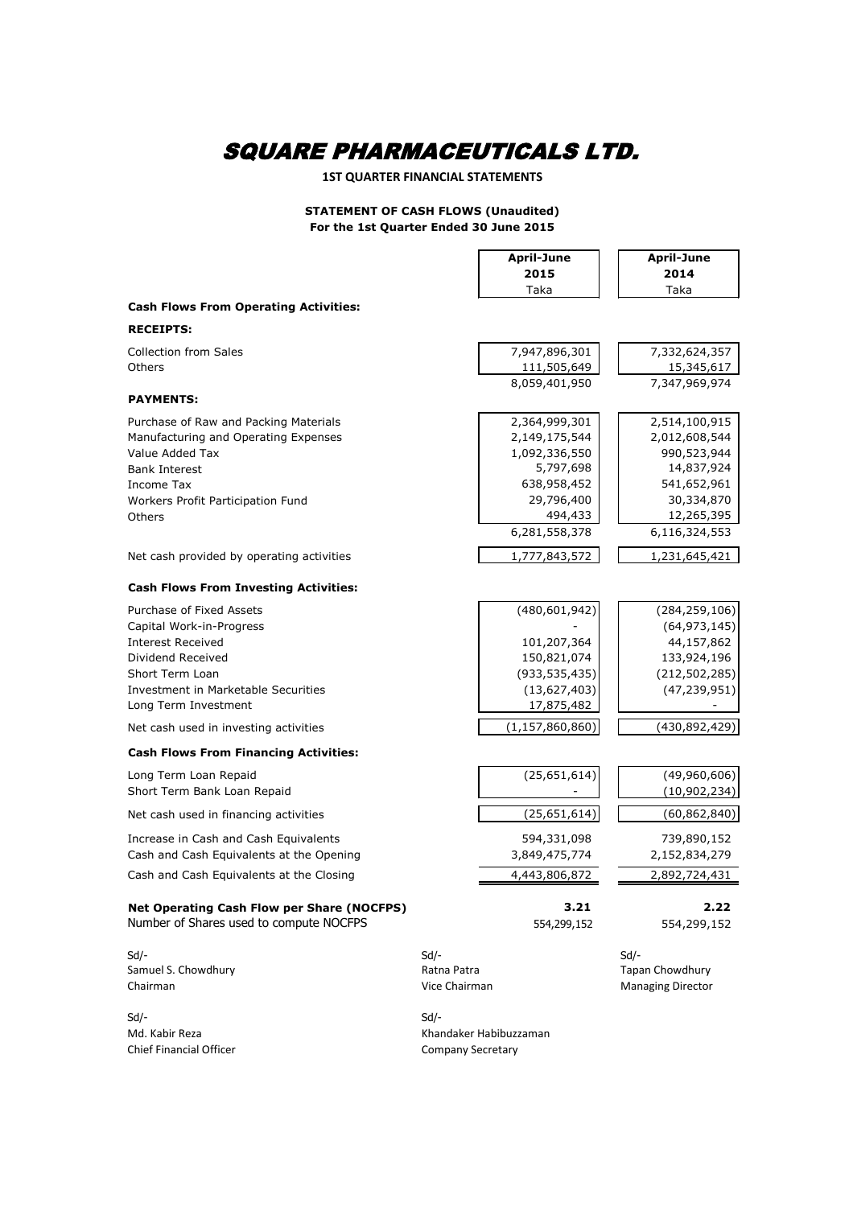# SQUARE PHARMACEUTICALS LTD.

**1ST QUARTER FINANCIAL STATEMENTS**

**STATEMENT OF CASH FLOWS (Unaudited)**
**For the 1st Quarter Ended 30 June 2015**

| | April-June 2015 Taka | April-June 2014 Taka |
|---|---|---|
| **Cash Flows From Operating Activities:** | | |
| **RECEIPTS:** | | |
| Collection from Sales | 7,947,896,301 | 7,332,624,357 |
| Others | 111,505,649 | 15,345,617 |
| | 8,059,401,950 | 7,347,969,974 |
| **PAYMENTS:** | | |
| Purchase of Raw and Packing Materials | 2,364,999,301 | 2,514,100,915 |
| Manufacturing and Operating Expenses | 2,149,175,544 | 2,012,608,544 |
| Value Added Tax | 1,092,336,550 | 990,523,944 |
| Bank Interest | 5,797,698 | 14,837,924 |
| Income Tax | 638,958,452 | 541,652,961 |
| Workers Profit Participation Fund | 29,796,400 | 30,334,870 |
| Others | 494,433 | 12,265,395 |
| | 6,281,558,378 | 6,116,324,553 |
| Net cash provided by operating activities | 1,777,843,572 | 1,231,645,421 |
| **Cash Flows From Investing Activities:** | | |
| Purchase of Fixed Assets | (480,601,942) | (284,259,106) |
| Capital Work-in-Progress | - | (64,973,145) |
| Interest Received | 101,207,364 | 44,157,862 |
| Dividend Received | 150,821,074 | 133,924,196 |
| Short Term Loan | (933,535,435) | (212,502,285) |
| Investment in Marketable Securities | (13,627,403) | (47,239,951) |
| Long Term Investment | 17,875,482 | - |
| Net cash used in investing activities | (1,157,860,860) | (430,892,429) |
| **Cash Flows From Financing Activities:** | | |
| Long Term Loan Repaid | (25,651,614) | (49,960,606) |
| Short Term Bank Loan Repaid | - | (10,902,234) |
| Net cash used in financing activities | (25,651,614) | (60,862,840) |
| Increase in Cash and Cash Equivalents | 594,331,098 | 739,890,152 |
| Cash and Cash Equivalents at the Opening | 3,849,475,774 | 2,152,834,279 |
| Cash and Cash Equivalents at the Closing | 4,443,806,872 | 2,892,724,431 |
| **Net Operating Cash Flow per Share (NOCFPS)** | **3.21** | **2.22** |
| Number of Shares used to compute NOCFPS | 554,299,152 | 554,299,152 |

Sd/-
Samuel S. Chowdhury
Chairman

Sd/-
Ratna Patra
Vice Chairman

Sd/-
Tapan Chowdhury
Managing Director

Sd/-
Md. Kabir Reza
Chief Financial Officer

Sd/-
Khandaker Habibuzzaman
Company Secretary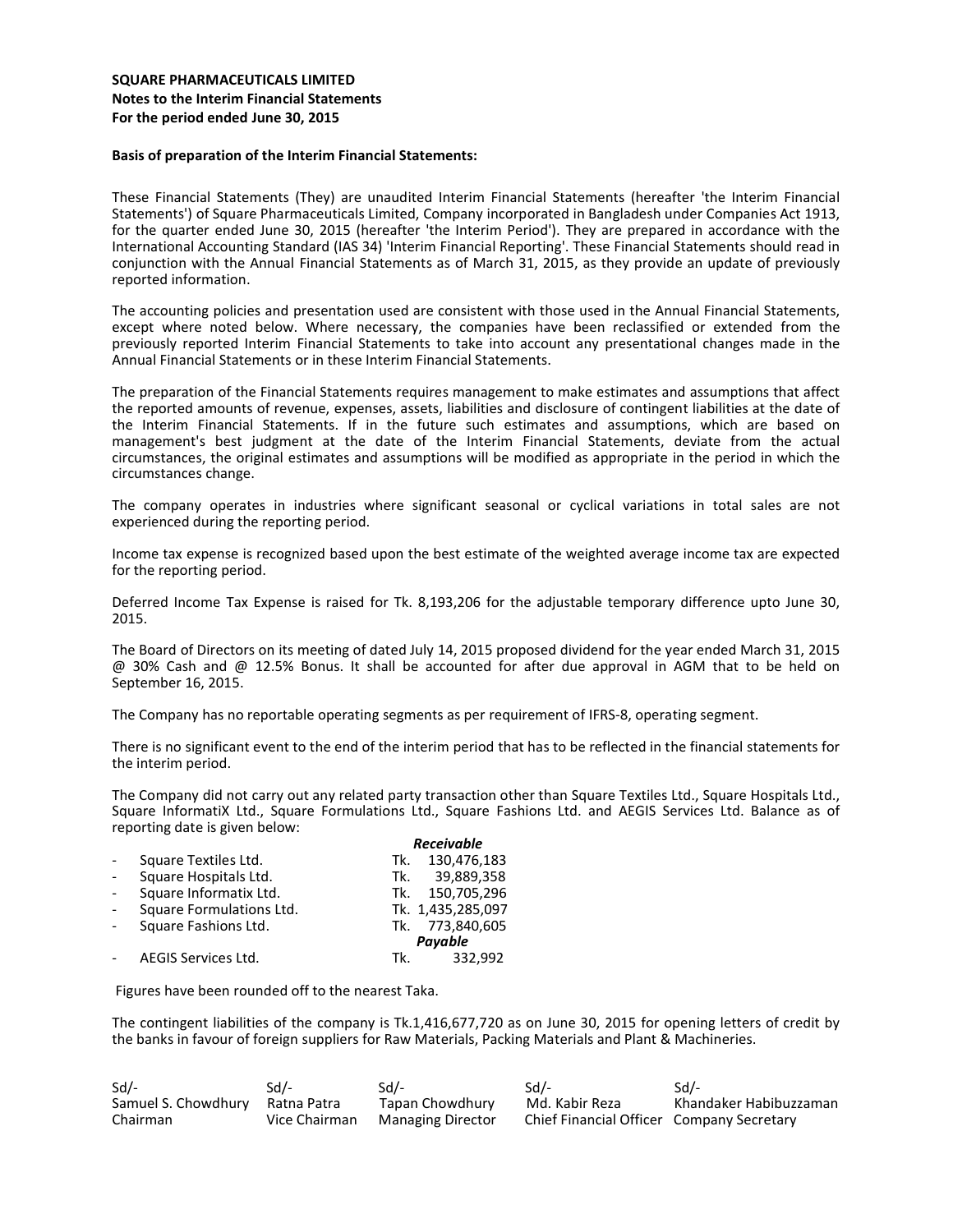**SQUARE PHARMACEUTICALS LIMITED**
**Notes to the Interim Financial Statements**
**For the period ended June 30, 2015**

**Basis of preparation of the Interim Financial Statements:**

These Financial Statements (They) are unaudited Interim Financial Statements (hereafter 'the Interim Financial Statements') of Square Pharmaceuticals Limited, Company incorporated in Bangladesh under Companies Act 1913, for the quarter ended June 30, 2015 (hereafter 'the Interim Period'). They are prepared in accordance with the International Accounting Standard (IAS 34) 'Interim Financial Reporting'. These Financial Statements should read in conjunction with the Annual Financial Statements as of March 31, 2015, as they provide an update of previously reported information.

The accounting policies and presentation used are consistent with those used in the Annual Financial Statements, except where noted below. Where necessary, the companies have been reclassified or extended from the previously reported Interim Financial Statements to take into account any presentational changes made in the Annual Financial Statements or in these Interim Financial Statements.

The preparation of the Financial Statements requires management to make estimates and assumptions that affect the reported amounts of revenue, expenses, assets, liabilities and disclosure of contingent liabilities at the date of the Interim Financial Statements. If in the future such estimates and assumptions, which are based on management's best judgment at the date of the Interim Financial Statements, deviate from the actual circumstances, the original estimates and assumptions will be modified as appropriate in the period in which the circumstances change.

The company operates in industries where significant seasonal or cyclical variations in total sales are not experienced during the reporting period.

Income tax expense is recognized based upon the best estimate of the weighted average income tax are expected for the reporting period.

Deferred Income Tax Expense is raised for Tk. 8,193,206 for the adjustable temporary difference upto June 30, 2015.

The Board of Directors on its meeting of dated July 14, 2015 proposed dividend for the year ended March 31, 2015 @ 30% Cash and @ 12.5% Bonus. It shall be accounted for after due approval in AGM that to be held on September 16, 2015.

The Company has no reportable operating segments as per requirement of IFRS-8, operating segment.

There is no significant event to the end of the interim period that has to be reflected in the financial statements for the interim period.

The Company did not carry out any related party transaction other than Square Textiles Ltd., Square Hospitals Ltd., Square InformatiX Ltd., Square Formulations Ltd., Square Fashions Ltd. and AEGIS Services Ltd. Balance as of reporting date is given below:

| | |
|---|---|
| | ***Receivable*** |
| - Square Textiles Ltd. | Tk. 130,476,183 |
| - Square Hospitals Ltd. | Tk. 39,889,358 |
| - Square Informatix Ltd. | Tk. 150,705,296 |
| - Square Formulations Ltd. | Tk. 1,435,285,097 |
| - Square Fashions Ltd. | Tk. 773,840,605 |
| | ***Payable*** |
| - AEGIS Services Ltd. | Tk. 332,992 |

Figures have been rounded off to the nearest Taka.

The contingent liabilities of the company is Tk.1,416,677,720 as on June 30, 2015 for opening letters of credit by the banks in favour of foreign suppliers for Raw Materials, Packing Materials and Plant & Machineries.

| | | | | |
|---|---|---|---|---|
| Sd/- | Sd/- | Sd/- | Sd/- | Sd/- |
| Samuel S. Chowdhury | Ratna Patra | Tapan Chowdhury | Md. Kabir Reza | Khandaker Habibuzzaman |
| Chairman | Vice Chairman | Managing Director | Chief Financial Officer | Company Secretary |